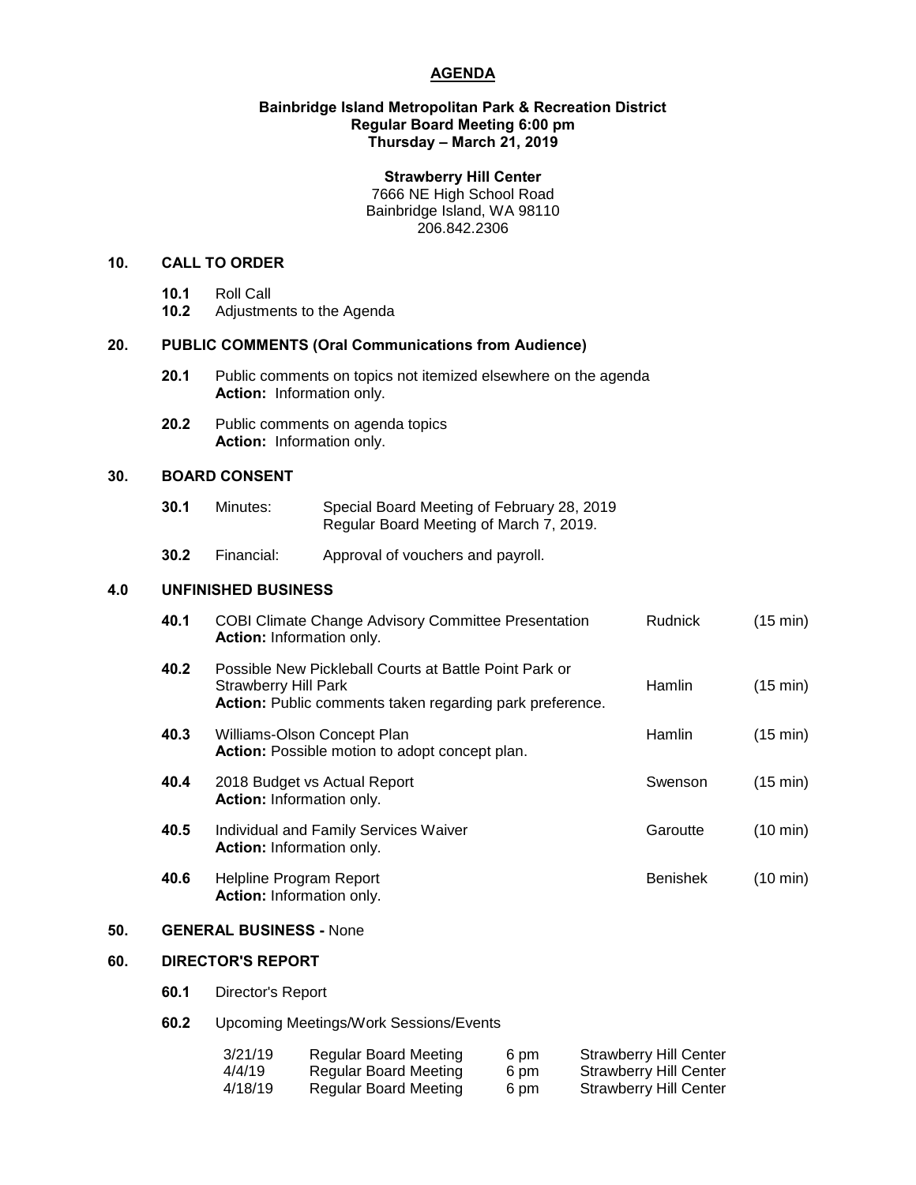# AGENDA

**Bainbridge Island Metropolitan Park & Recreation District**
**Regular Board Meeting 6:00 pm**
**Thursday – March 21, 2019**

**Strawberry Hill Center**
7666 NE High School Road
Bainbridge Island, WA 98110
206.842.2306

## 10. CALL TO ORDER

- **10.1** Roll Call
- **10.2** Adjustments to the Agenda

## 20. PUBLIC COMMENTS (Oral Communications from Audience)

- **20.1** Public comments on topics not itemized elsewhere on the agenda
  **Action:** Information only.
- **20.2** Public comments on agenda topics
  **Action:** Information only.

## 30. BOARD CONSENT

- **30.1** Minutes: Special Board Meeting of February 28, 2019
  Regular Board Meeting of March 7, 2019.
- **30.2** Financial: Approval of vouchers and payroll.

## 4.0 UNFINISHED BUSINESS

| | Item | Presenter | Time |
|---|---|---|---|
| **40.1** | COBI Climate Change Advisory Committee Presentation<br>**Action:** Information only. | Rudnick | (15 min) |
| **40.2** | Possible New Pickleball Courts at Battle Point Park or Strawberry Hill Park<br>**Action:** Public comments taken regarding park preference. | Hamlin | (15 min) |
| **40.3** | Williams-Olson Concept Plan<br>**Action:** Possible motion to adopt concept plan. | Hamlin | (15 min) |
| **40.4** | 2018 Budget vs Actual Report<br>**Action:** Information only. | Swenson | (15 min) |
| **40.5** | Individual and Family Services Waiver<br>**Action:** Information only. | Garoutte | (10 min) |
| **40.6** | Helpline Program Report<br>**Action:** Information only. | Benishek | (10 min) |

## 50. GENERAL BUSINESS - None

## 60. DIRECTOR'S REPORT

- **60.1** Director's Report
- **60.2** Upcoming Meetings/Work Sessions/Events

| Date | Meeting | Time | Location |
|---|---|---|---|
| 3/21/19 | Regular Board Meeting | 6 pm | Strawberry Hill Center |
| 4/4/19 | Regular Board Meeting | 6 pm | Strawberry Hill Center |
| 4/18/19 | Regular Board Meeting | 6 pm | Strawberry Hill Center |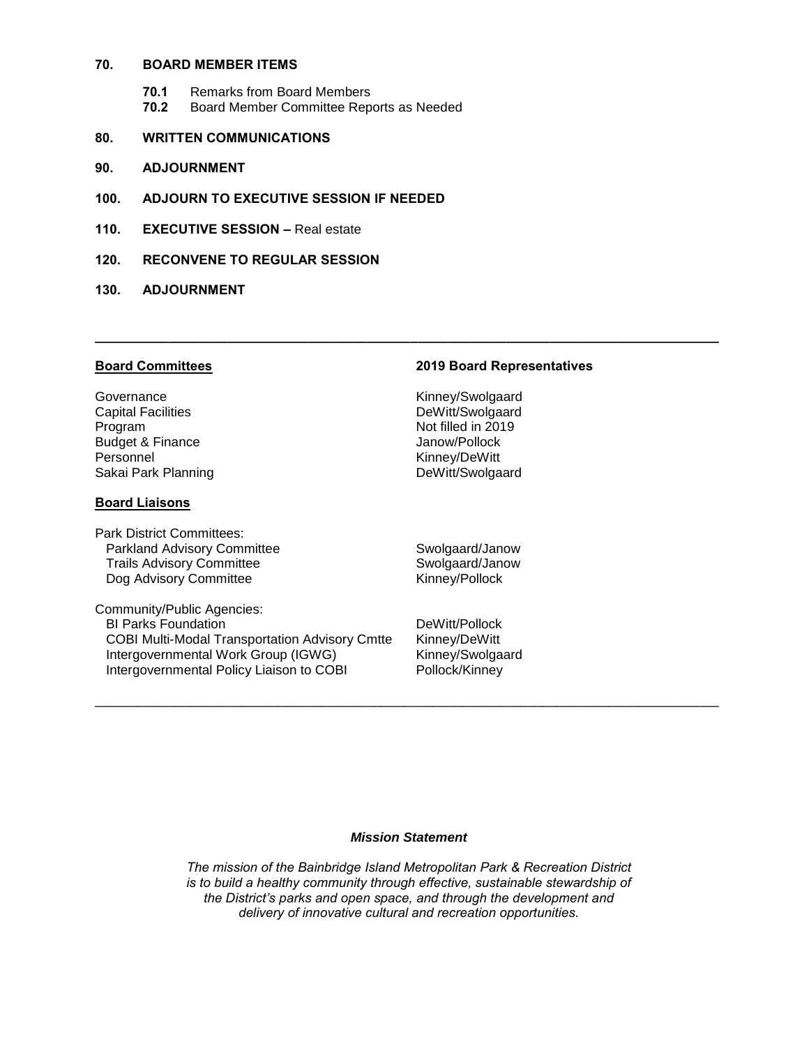**70. BOARD MEMBER ITEMS**

- **70.1** Remarks from Board Members
- **70.2** Board Member Committee Reports as Needed

**80. WRITTEN COMMUNICATIONS**

**90. ADJOURNMENT**

**100. ADJOURN TO EXECUTIVE SESSION IF NEEDED**

**110. EXECUTIVE SESSION –** Real estate

**120. RECONVENE TO REGULAR SESSION**

**130. ADJOURNMENT**

---

| **Board Committees** | **2019 Board Representatives** |
|---|---|
| Governance | Kinney/Swolgaard |
| Capital Facilities | DeWitt/Swolgaard |
| Program | Not filled in 2019 |
| Budget & Finance | Janow/Pollock |
| Personnel | Kinney/DeWitt |
| Sakai Park Planning | DeWitt/Swolgaard |

**Board Liaisons**

| | |
|---|---|
| Park District Committees: | |
| Parkland Advisory Committee | Swolgaard/Janow |
| Trails Advisory Committee | Swolgaard/Janow |
| Dog Advisory Committee | Kinney/Pollock |
| Community/Public Agencies: | |
| BI Parks Foundation | DeWitt/Pollock |
| COBI Multi-Modal Transportation Advisory Cmtte | Kinney/DeWitt |
| Intergovernmental Work Group (IGWG) | Kinney/Swolgaard |
| Intergovernmental Policy Liaison to COBI | Pollock/Kinney |

---

***Mission Statement***

*The mission of the Bainbridge Island Metropolitan Park & Recreation District is to build a healthy community through effective, sustainable stewardship of the District's parks and open space, and through the development and delivery of innovative cultural and recreation opportunities.*